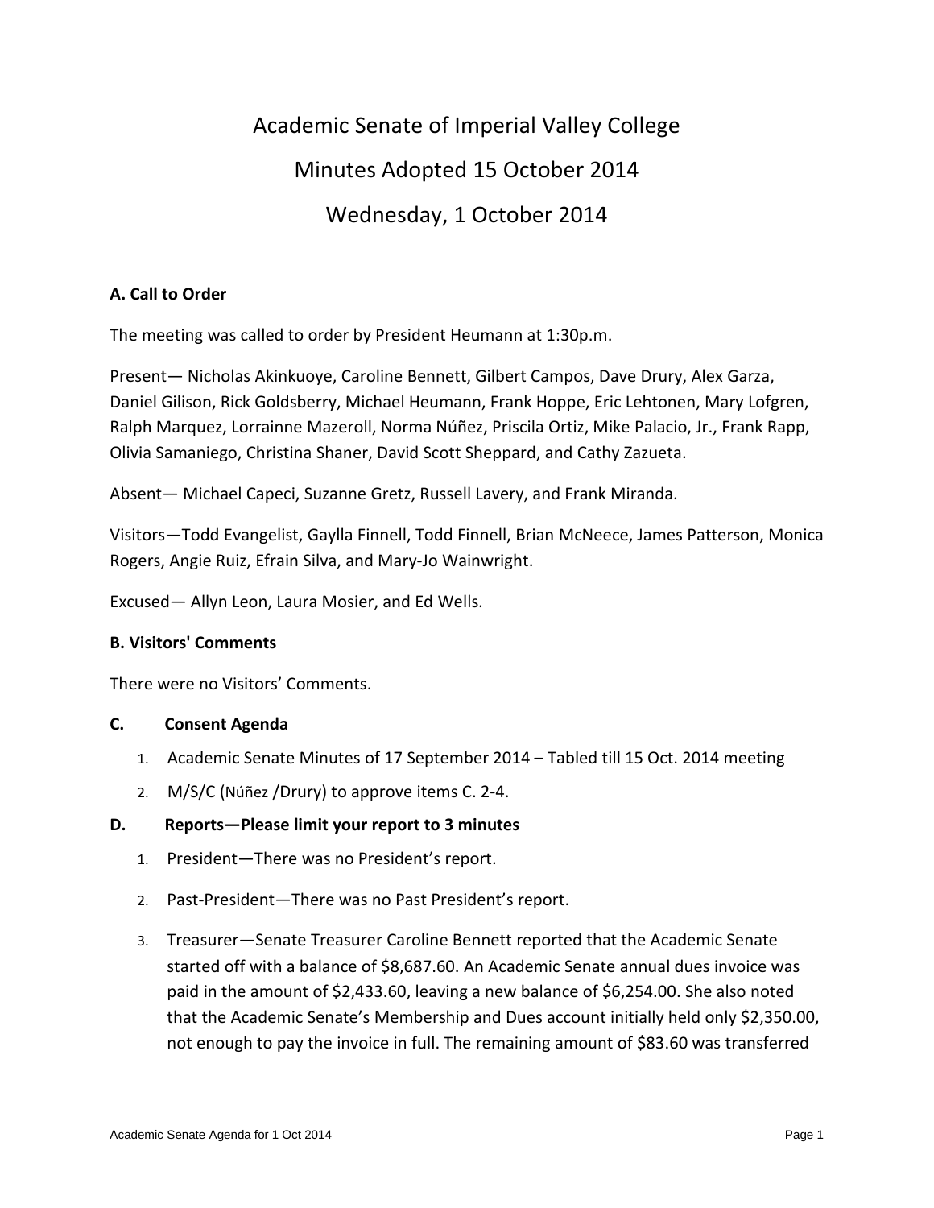# Academic Senate of Imperial Valley College

## Minutes Adopted 15 October 2014

## Wednesday, 1 October 2014

### A. Call to Order

The meeting was called to order by President Heumann at 1:30p.m.

Present— Nicholas Akinkuoye, Caroline Bennett, Gilbert Campos, Dave Drury, Alex Garza, Daniel Gilison, Rick Goldsberry, Michael Heumann, Frank Hoppe, Eric Lehtonen, Mary Lofgren, Ralph Marquez, Lorrainne Mazeroll, Norma Núñez, Priscila Ortiz, Mike Palacio, Jr., Frank Rapp, Olivia Samaniego, Christina Shaner, David Scott Sheppard, and Cathy Zazueta.

Absent— Michael Capeci, Suzanne Gretz, Russell Lavery, and Frank Miranda.

Visitors—Todd Evangelist, Gaylla Finnell, Todd Finnell, Brian McNeece, James Patterson, Monica Rogers, Angie Ruiz, Efrain Silva, and Mary-Jo Wainwright.

Excused— Allyn Leon, Laura Mosier, and Ed Wells.

### B. Visitors' Comments

There were no Visitors' Comments.

### C. Consent Agenda

1. Academic Senate Minutes of 17 September 2014 – Tabled till 15 Oct. 2014 meeting
2. M/S/C (Núñez /Drury) to approve items C. 2-4.

### D. Reports—Please limit your report to 3 minutes

1. President—There was no President's report.
2. Past-President—There was no Past President's report.
3. Treasurer—Senate Treasurer Caroline Bennett reported that the Academic Senate started off with a balance of $8,687.60. An Academic Senate annual dues invoice was paid in the amount of $2,433.60, leaving a new balance of $6,254.00. She also noted that the Academic Senate's Membership and Dues account initially held only $2,350.00, not enough to pay the invoice in full. The remaining amount of $83.60 was transferred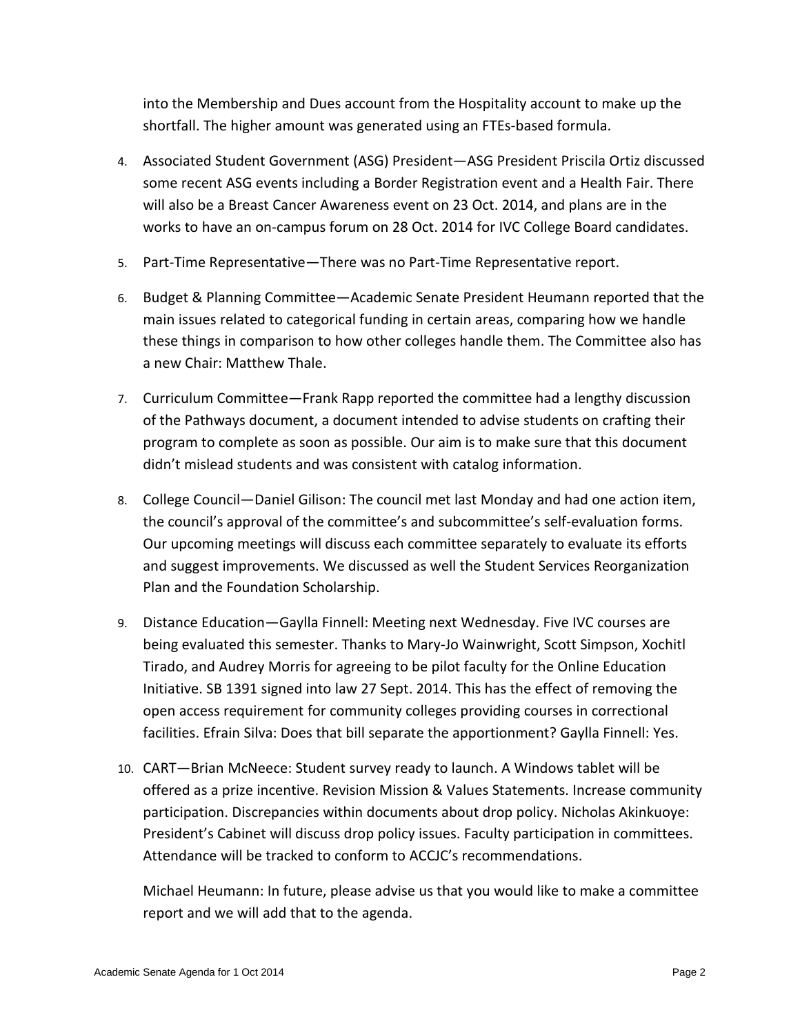into the Membership and Dues account from the Hospitality account to make up the shortfall. The higher amount was generated using an FTEs-based formula.

4. Associated Student Government (ASG) President—ASG President Priscila Ortiz discussed some recent ASG events including a Border Registration event and a Health Fair. There will also be a Breast Cancer Awareness event on 23 Oct. 2014, and plans are in the works to have an on-campus forum on 28 Oct. 2014 for IVC College Board candidates.

5. Part-Time Representative—There was no Part-Time Representative report.

6. Budget & Planning Committee—Academic Senate President Heumann reported that the main issues related to categorical funding in certain areas, comparing how we handle these things in comparison to how other colleges handle them. The Committee also has a new Chair: Matthew Thale.

7. Curriculum Committee—Frank Rapp reported the committee had a lengthy discussion of the Pathways document, a document intended to advise students on crafting their program to complete as soon as possible. Our aim is to make sure that this document didn't mislead students and was consistent with catalog information.

8. College Council—Daniel Gilison: The council met last Monday and had one action item, the council's approval of the committee's and subcommittee's self-evaluation forms. Our upcoming meetings will discuss each committee separately to evaluate its efforts and suggest improvements. We discussed as well the Student Services Reorganization Plan and the Foundation Scholarship.

9. Distance Education—Gaylla Finnell: Meeting next Wednesday. Five IVC courses are being evaluated this semester. Thanks to Mary-Jo Wainwright, Scott Simpson, Xochitl Tirado, and Audrey Morris for agreeing to be pilot faculty for the Online Education Initiative. SB 1391 signed into law 27 Sept. 2014. This has the effect of removing the open access requirement for community colleges providing courses in correctional facilities. Efrain Silva: Does that bill separate the apportionment? Gaylla Finnell: Yes.

10. CART—Brian McNeece: Student survey ready to launch. A Windows tablet will be offered as a prize incentive. Revision Mission & Values Statements. Increase community participation. Discrepancies within documents about drop policy. Nicholas Akinkuoye: President's Cabinet will discuss drop policy issues. Faculty participation in committees. Attendance will be tracked to conform to ACCJC's recommendations.

    Michael Heumann: In future, please advise us that you would like to make a committee report and we will add that to the agenda.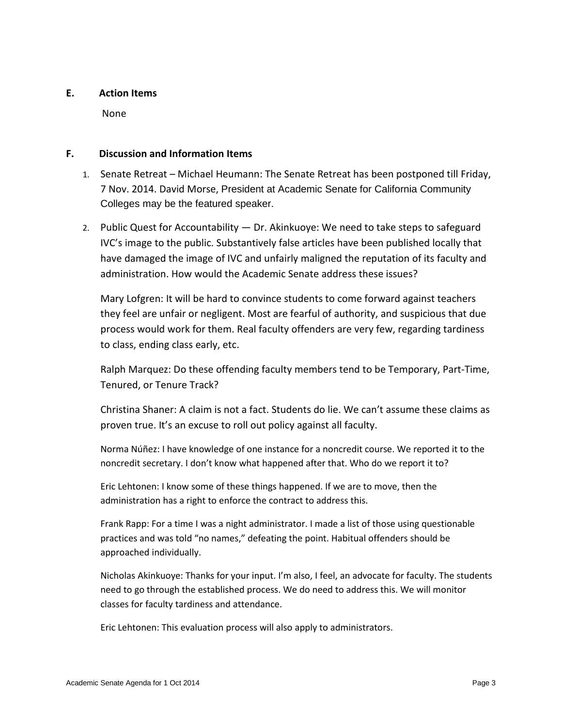## E. Action Items

None

## F. Discussion and Information Items

1. Senate Retreat – Michael Heumann: The Senate Retreat has been postponed till Friday, 7 Nov. 2014. David Morse, President at Academic Senate for California Community Colleges may be the featured speaker.

2. Public Quest for Accountability — Dr. Akinkuoye: We need to take steps to safeguard IVC's image to the public. Substantively false articles have been published locally that have damaged the image of IVC and unfairly maligned the reputation of its faculty and administration. How would the Academic Senate address these issues?

   Mary Lofgren: It will be hard to convince students to come forward against teachers they feel are unfair or negligent. Most are fearful of authority, and suspicious that due process would work for them. Real faculty offenders are very few, regarding tardiness to class, ending class early, etc.

   Ralph Marquez: Do these offending faculty members tend to be Temporary, Part-Time, Tenured, or Tenure Track?

   Christina Shaner: A claim is not a fact. Students do lie. We can't assume these claims as proven true. It's an excuse to roll out policy against all faculty.

   Norma Núñez: I have knowledge of one instance for a noncredit course. We reported it to the noncredit secretary. I don't know what happened after that. Who do we report it to?

   Eric Lehtonen: I know some of these things happened. If we are to move, then the administration has a right to enforce the contract to address this.

   Frank Rapp: For a time I was a night administrator. I made a list of those using questionable practices and was told "no names," defeating the point. Habitual offenders should be approached individually.

   Nicholas Akinkuoye: Thanks for your input. I'm also, I feel, an advocate for faculty. The students need to go through the established process. We do need to address this. We will monitor classes for faculty tardiness and attendance.

   Eric Lehtonen: This evaluation process will also apply to administrators.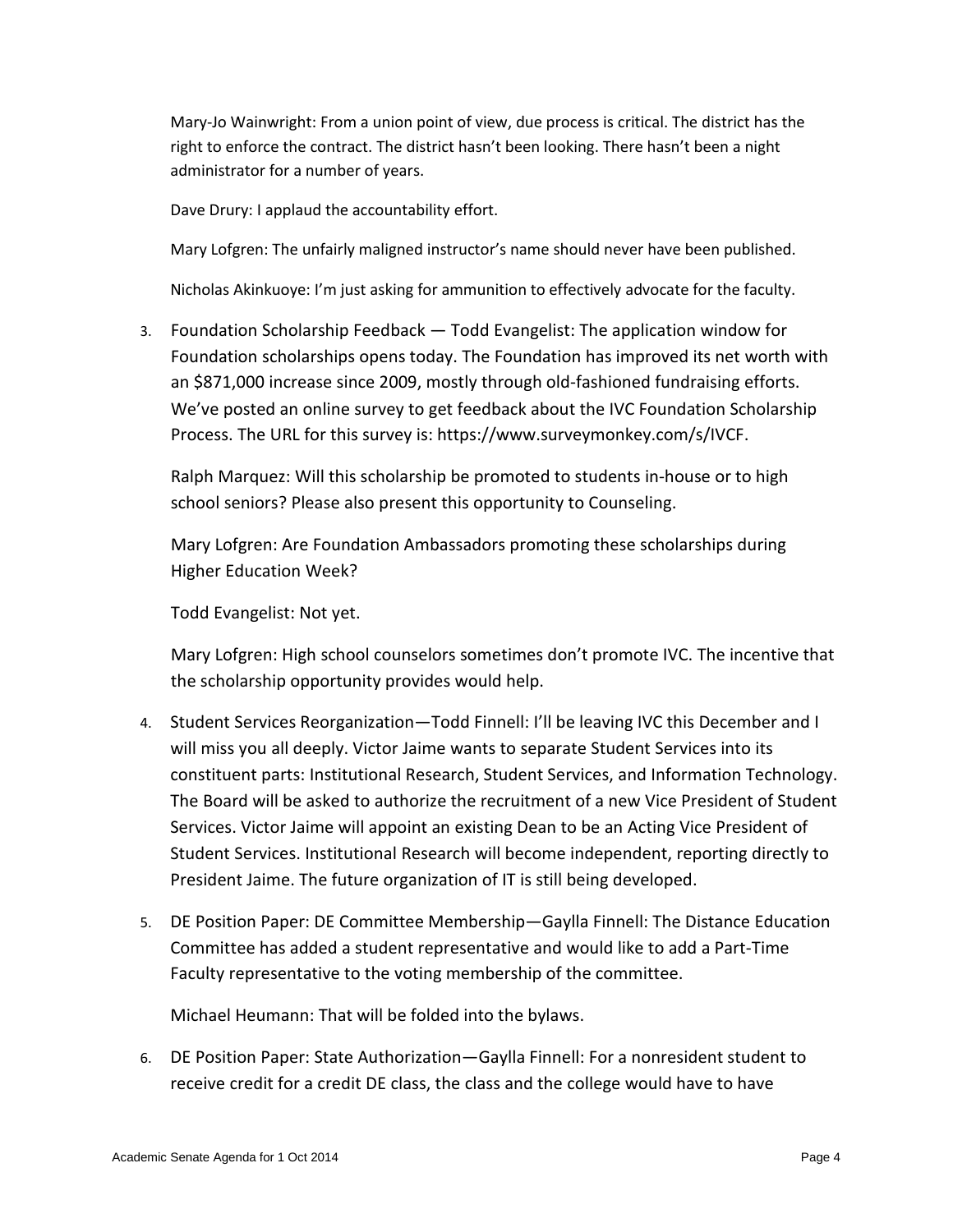Mary-Jo Wainwright: From a union point of view, due process is critical. The district has the right to enforce the contract. The district hasn't been looking. There hasn't been a night administrator for a number of years.

Dave Drury: I applaud the accountability effort.

Mary Lofgren: The unfairly maligned instructor's name should never have been published.

Nicholas Akinkuoye: I'm just asking for ammunition to effectively advocate for the faculty.

3. Foundation Scholarship Feedback — Todd Evangelist: The application window for Foundation scholarships opens today. The Foundation has improved its net worth with an $871,000 increase since 2009, mostly through old-fashioned fundraising efforts. We've posted an online survey to get feedback about the IVC Foundation Scholarship Process. The URL for this survey is: https://www.surveymonkey.com/s/IVCF.

   Ralph Marquez: Will this scholarship be promoted to students in-house or to high school seniors? Please also present this opportunity to Counseling.

   Mary Lofgren: Are Foundation Ambassadors promoting these scholarships during Higher Education Week?

   Todd Evangelist: Not yet.

   Mary Lofgren: High school counselors sometimes don't promote IVC. The incentive that the scholarship opportunity provides would help.

4. Student Services Reorganization—Todd Finnell: I'll be leaving IVC this December and I will miss you all deeply. Victor Jaime wants to separate Student Services into its constituent parts: Institutional Research, Student Services, and Information Technology. The Board will be asked to authorize the recruitment of a new Vice President of Student Services. Victor Jaime will appoint an existing Dean to be an Acting Vice President of Student Services. Institutional Research will become independent, reporting directly to President Jaime. The future organization of IT is still being developed.

5. DE Position Paper: DE Committee Membership—Gaylla Finnell: The Distance Education Committee has added a student representative and would like to add a Part-Time Faculty representative to the voting membership of the committee.

   Michael Heumann: That will be folded into the bylaws.

6. DE Position Paper: State Authorization—Gaylla Finnell: For a nonresident student to receive credit for a credit DE class, the class and the college would have to have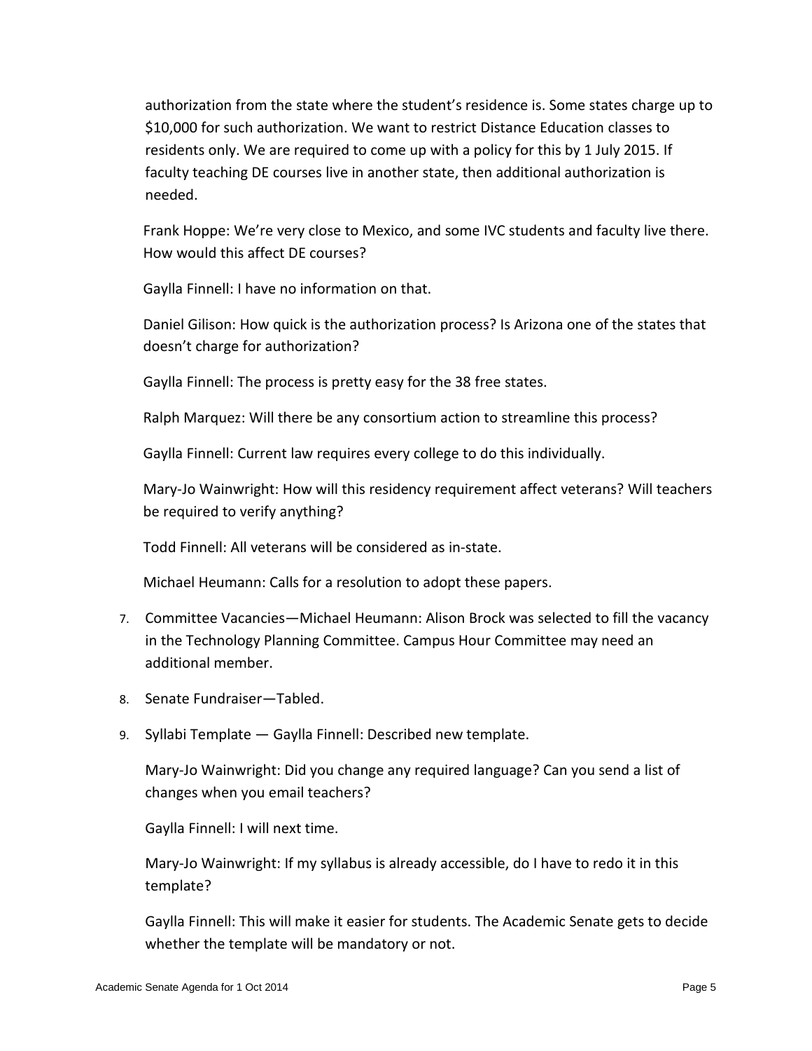authorization from the state where the student's residence is. Some states charge up to $10,000 for such authorization. We want to restrict Distance Education classes to residents only. We are required to come up with a policy for this by 1 July 2015. If faculty teaching DE courses live in another state, then additional authorization is needed.

Frank Hoppe: We're very close to Mexico, and some IVC students and faculty live there. How would this affect DE courses?

Gaylla Finnell: I have no information on that.

Daniel Gilison: How quick is the authorization process? Is Arizona one of the states that doesn't charge for authorization?

Gaylla Finnell: The process is pretty easy for the 38 free states.

Ralph Marquez: Will there be any consortium action to streamline this process?

Gaylla Finnell: Current law requires every college to do this individually.

Mary-Jo Wainwright: How will this residency requirement affect veterans? Will teachers be required to verify anything?

Todd Finnell: All veterans will be considered as in-state.

Michael Heumann: Calls for a resolution to adopt these papers.

7. Committee Vacancies—Michael Heumann: Alison Brock was selected to fill the vacancy in the Technology Planning Committee. Campus Hour Committee may need an additional member.

8. Senate Fundraiser—Tabled.

9. Syllabi Template — Gaylla Finnell: Described new template.

   Mary-Jo Wainwright: Did you change any required language? Can you send a list of changes when you email teachers?

   Gaylla Finnell: I will next time.

   Mary-Jo Wainwright: If my syllabus is already accessible, do I have to redo it in this template?

   Gaylla Finnell: This will make it easier for students. The Academic Senate gets to decide whether the template will be mandatory or not.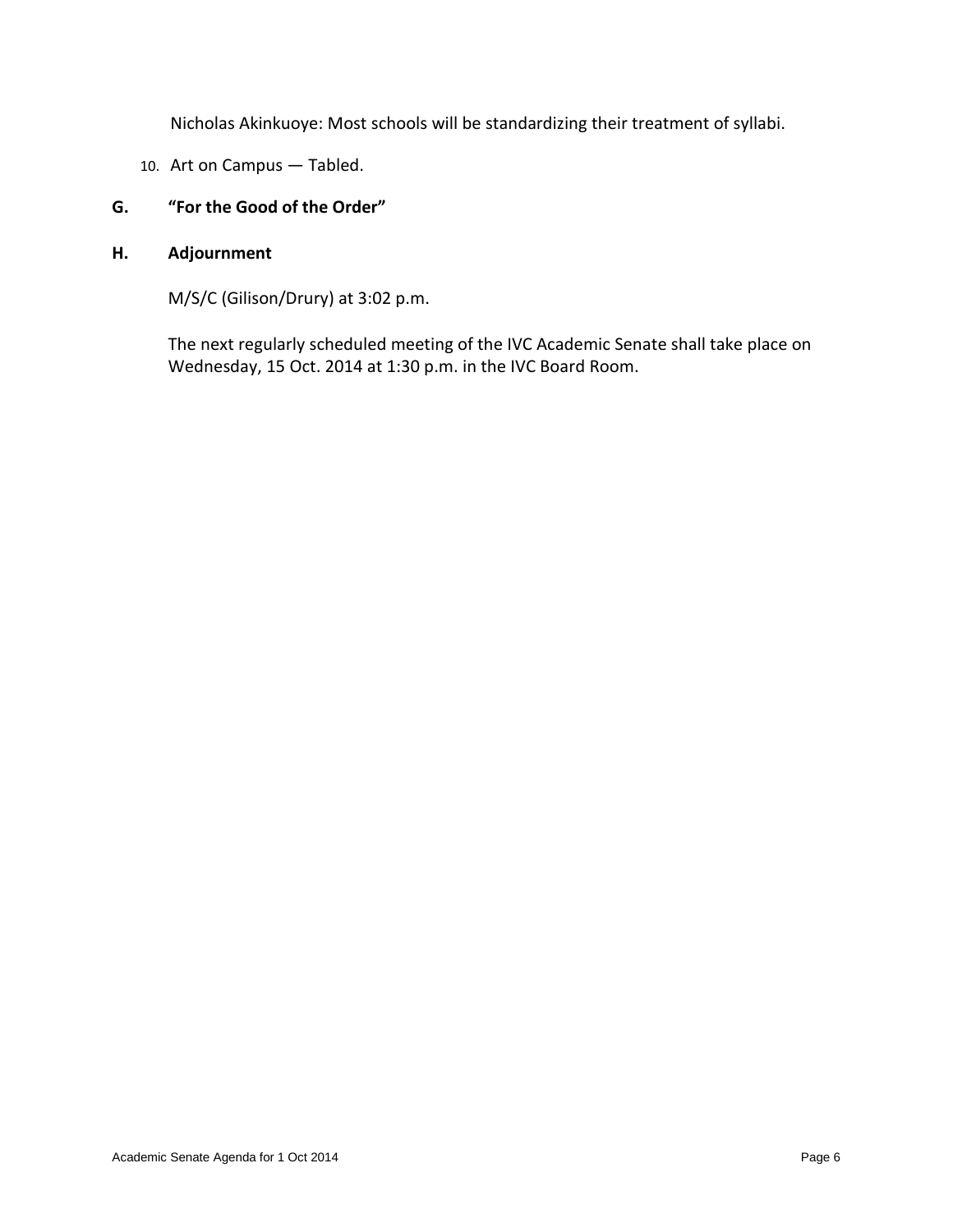Nicholas Akinkuoye: Most schools will be standardizing their treatment of syllabi.

10. Art on Campus — Tabled.

### G. "For the Good of the Order"

### H. Adjournment

M/S/C (Gilison/Drury) at 3:02 p.m.

The next regularly scheduled meeting of the IVC Academic Senate shall take place on Wednesday, 15 Oct. 2014 at 1:30 p.m. in the IVC Board Room.